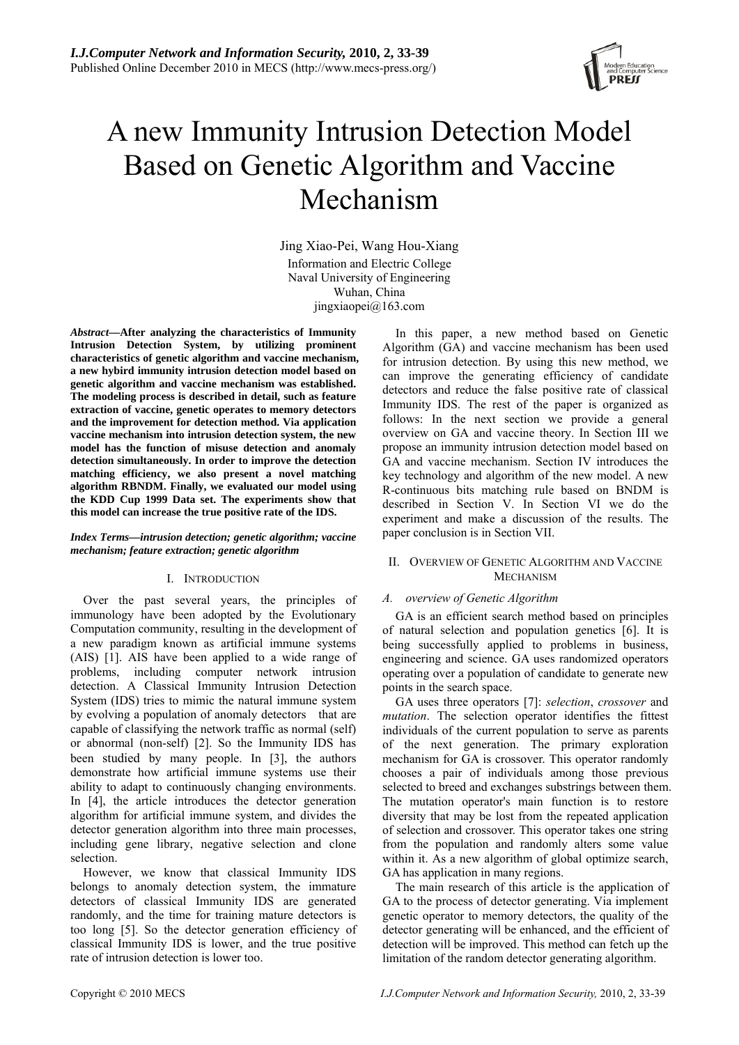# A new Immunity Intrusion Detection Model Based on Genetic Algorithm and Vaccine Mechanism

Jing Xiao-Pei, Wang Hou-Xiang

Information and Electric College
Naval University of Engineering
Wuhan, China
jingxiaopei@163.com

***Abstract*—After analyzing the characteristics of Immunity Intrusion Detection System, by utilizing prominent characteristics of genetic algorithm and vaccine mechanism, a new hybird immunity intrusion detection model based on genetic algorithm and vaccine mechanism was established. The modeling process is described in detail, such as feature extraction of vaccine, genetic operates to memory detectors and the improvement for detection method. Via application vaccine mechanism into intrusion detection system, the new model has the function of misuse detection and anomaly detection simultaneously. In order to improve the detection matching efficiency, we also present a novel matching algorithm RBNDM. Finally, we evaluated our model using the KDD Cup 1999 Data set. The experiments show that this model can increase the true positive rate of the IDS.**

***Index Terms*—intrusion detection; genetic algorithm; vaccine mechanism; feature extraction; genetic algorithm**

## I. Introduction

Over the past several years, the principles of immunology have been adopted by the Evolutionary Computation community, resulting in the development of a new paradigm known as artificial immune systems (AIS) [1]. AIS have been applied to a wide range of problems, including computer network intrusion detection. A Classical Immunity Intrusion Detection System (IDS) tries to mimic the natural immune system by evolving a population of anomaly detectors that are capable of classifying the network traffic as normal (self) or abnormal (non-self) [2]. So the Immunity IDS has been studied by many people. In [3], the authors demonstrate how artificial immune systems use their ability to adapt to continuously changing environments. In [4], the article introduces the detector generation algorithm for artificial immune system, and divides the detector generation algorithm into three main processes, including gene library, negative selection and clone selection.

However, we know that classical Immunity IDS belongs to anomaly detection system, the immature detectors of classical Immunity IDS are generated randomly, and the time for training mature detectors is too long [5]. So the detector generation efficiency of classical Immunity IDS is lower, and the true positive rate of intrusion detection is lower too.

In this paper, a new method based on Genetic Algorithm (GA) and vaccine mechanism has been used for intrusion detection. By using this new method, we can improve the generating efficiency of candidate detectors and reduce the false positive rate of classical Immunity IDS. The rest of the paper is organized as follows: In the next section we provide a general overview on GA and vaccine theory. In Section III we propose an immunity intrusion detection model based on GA and vaccine mechanism. Section IV introduces the key technology and algorithm of the new model. A new R-continuous bits matching rule based on BNDM is described in Section V. In Section VI we do the experiment and make a discussion of the results. The paper conclusion is in Section VII.

## II. Overview of Genetic Algorithm and Vaccine Mechanism

### *A. overview of Genetic Algorithm*

GA is an efficient search method based on principles of natural selection and population genetics [6]. It is being successfully applied to problems in business, engineering and science. GA uses randomized operators operating over a population of candidate to generate new points in the search space.

GA uses three operators [7]: *selection*, *crossover* and *mutation*. The selection operator identifies the fittest individuals of the current population to serve as parents of the next generation. The primary exploration mechanism for GA is crossover. This operator randomly chooses a pair of individuals among those previous selected to breed and exchanges substrings between them. The mutation operator's main function is to restore diversity that may be lost from the repeated application of selection and crossover. This operator takes one string from the population and randomly alters some value within it. As a new algorithm of global optimize search, GA has application in many regions.

The main research of this article is the application of GA to the process of detector generating. Via implement genetic operator to memory detectors, the quality of the detector generating will be enhanced, and the efficient of detection will be improved. This method can fetch up the limitation of the random detector generating algorithm.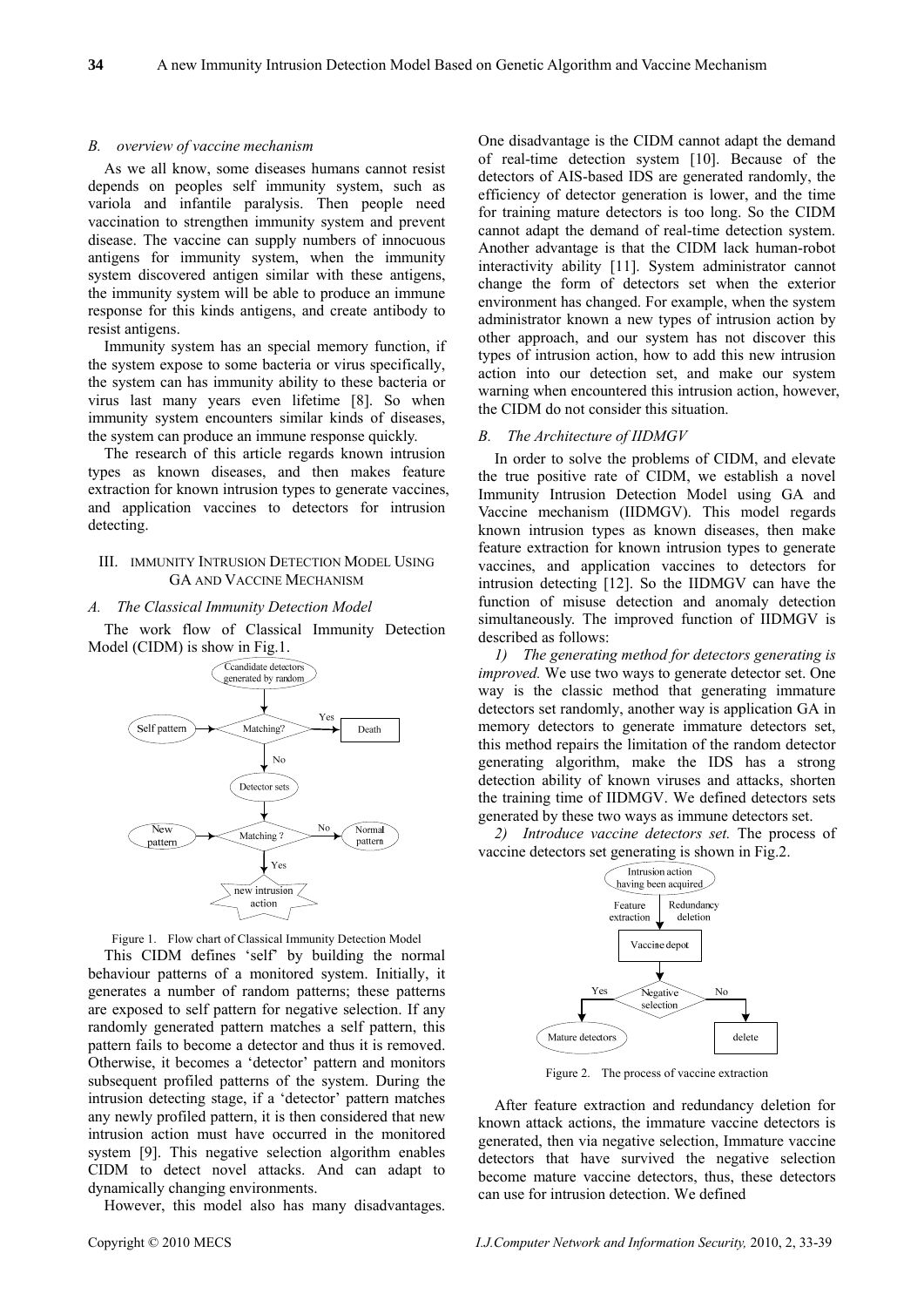### *B. overview of vaccine mechanism*

As we all know, some diseases humans cannot resist depends on peoples self immunity system, such as variola and infantile paralysis. Then people need vaccination to strengthen immunity system and prevent disease. The vaccine can supply numbers of innocuous antigens for immunity system, when the immunity system discovered antigen similar with these antigens, the immunity system will be able to produce an immune response for this kinds antigens, and create antibody to resist antigens.

Immunity system has an special memory function, if the system expose to some bacteria or virus specifically, the system can has immunity ability to these bacteria or virus last many years even lifetime [8]. So when immunity system encounters similar kinds of diseases, the system can produce an immune response quickly.

The research of this article regards known intrusion types as known diseases, and then makes feature extraction for known intrusion types to generate vaccines, and application vaccines to detectors for intrusion detecting.

## III. IMMUNITY INTRUSION DETECTION MODEL USING GA AND VACCINE MECHANISM

### *A. The Classical Immunity Detection Model*

The work flow of Classical Immunity Detection Model (CIDM) is show in Fig.1.

Ccandidate detectors generated by random

Self pattern

Matching?

Yes

Death

No

Detector sets

New pattern

Matching ?

No

Normal pattern

Yes

new intrusion action

Figure 1. Flow chart of Classical Immunity Detection Model

This CIDM defines 'self' by building the normal behaviour patterns of a monitored system. Initially, it generates a number of random patterns; these patterns are exposed to self pattern for negative selection. If any randomly generated pattern matches a self pattern, this pattern fails to become a detector and thus it is removed. Otherwise, it becomes a 'detector' pattern and monitors subsequent profiled patterns of the system. During the intrusion detecting stage, if a 'detector' pattern matches any newly profiled pattern, it is then considered that new intrusion action must have occurred in the monitored system [9]. This negative selection algorithm enables CIDM to detect novel attacks. And can adapt to dynamically changing environments.

However, this model also has many disadvantages. One disadvantage is the CIDM cannot adapt the demand of real-time detection system [10]. Because of the detectors of AIS-based IDS are generated randomly, the efficiency of detector generation is lower, and the time for training mature detectors is too long. So the CIDM cannot adapt the demand of real-time detection system. Another advantage is that the CIDM lack human-robot interactivity ability [11]. System administrator cannot change the form of detectors set when the exterior environment has changed. For example, when the system administrator known a new types of intrusion action by other approach, and our system has not discover this types of intrusion action, how to add this new intrusion action into our detection set, and make our system warning when encountered this intrusion action, however, the CIDM do not consider this situation.

### *B. The Architecture of IIDMGV*

In order to solve the problems of CIDM, and elevate the true positive rate of CIDM, we establish a novel Immunity Intrusion Detection Model using GA and Vaccine mechanism (IIDMGV). This model regards known intrusion types as known diseases, then make feature extraction for known intrusion types to generate vaccines, and application vaccines to detectors for intrusion detecting [12]. So the IIDMGV can have the function of misuse detection and anomaly detection simultaneously. The improved function of IIDMGV is described as follows:

*1) The generating method for detectors generating is improved.* We use two ways to generate detector set. One way is the classic method that generating immature detectors set randomly, another way is application GA in memory detectors to generate immature detectors set, this method repairs the limitation of the random detector generating algorithm, make the IDS has a strong detection ability of known viruses and attacks, shorten the training time of IIDMGV. We defined detectors sets generated by these two ways as immune detectors set.

*2) Introduce vaccine detectors set.* The process of vaccine detectors set generating is shown in Fig.2.

Intrusion action having been acquired

Feature extraction

Redundancy deletion

Vaccine depot

Yes

Negative selection

No

Mature detectors

delete

Figure 2. The process of vaccine extraction

After feature extraction and redundancy deletion for known attack actions, the immature vaccine detectors is generated, then via negative selection, Immature vaccine detectors that have survived the negative selection become mature vaccine detectors, thus, these detectors can use for intrusion detection. We defined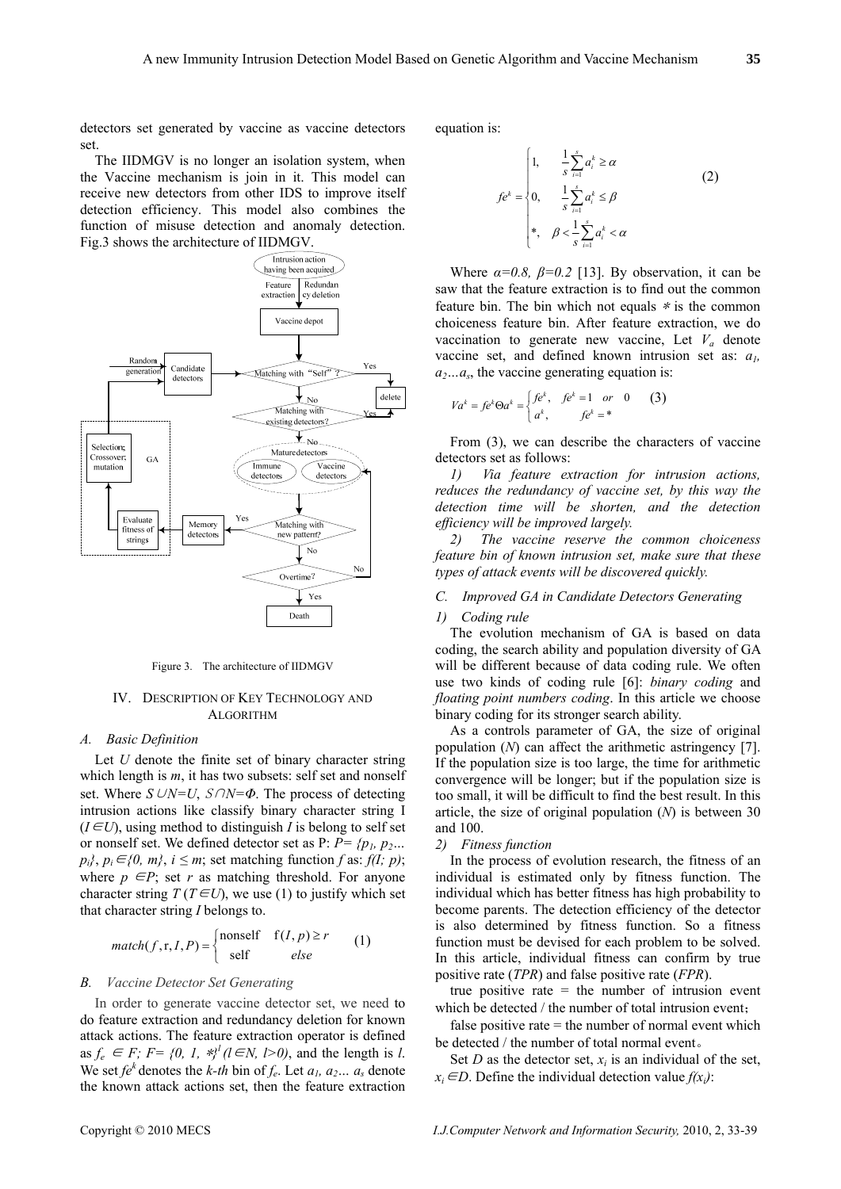detectors set generated by vaccine as vaccine detectors set.

The IIDMGV is no longer an isolation system, when the Vaccine mechanism is join in it. This model can receive new detectors from other IDS to improve itself detection efficiency. This model also combines the function of misuse detection and anomaly detection. Fig.3 shows the architecture of IIDMGV.

Intrusion action having been acquired

Feature extraction

Redundancy deletion

Vaccine depot

Random generation

Candidate detectors

Matching with "Self"?

Yes

delete

No

Matching with existing detectors?

Yes

No

Matured detectors

Immune detectors

Vaccine detectors

Selection; Crossover; mutation

GA

Evaluate fitness of strings

Memory detectors

Yes

Matching with new pattern?

No

Overtime?

No

Yes

Death

Figure 3. The architecture of IIDMGV

## IV. DESCRIPTION OF KEY TECHNOLOGY AND ALGORITHM

### *A. Basic Definition*

Let $U$ denote the finite set of binary character string which length is $m$, it has two subsets: self set and nonself set. Where $S \cup N=U$, $S \cap N=\Phi$. The process of detecting intrusion actions like classify binary character string I ($I \in U$), using method to distinguish $I$ is belong to self set or nonself set. We defined detector set as P: $P= \{p_1, p_2 \dots p_i\}$, $p_i \in \{0, m\}$, $i \le m$; set matching function $f$ as: $f(I; p)$; where $p \in P$; set $r$ as matching threshold. For anyone character string $T$ ($T \in U$), we use (1) to justify which set that character string $I$ belongs to.

$$match(f, r, I, P) = \begin{cases} \text{nonself} & f(I, p) \ge r \\ \text{self} & else \end{cases} \quad (1)$$

### *B. Vaccine Detector Set Generating*

In order to generate vaccine detector set, we need to do feature extraction and redundancy deletion for known attack actions. The feature extraction operator is defined as $f_e \in F$; $F= \{0, 1, *\}^l$ $(l \in N, l>0)$, and the length is $l$. We set $fe^k$ denotes the *k-th* bin of $f_e$. Let $a_1, a_2 \dots a_s$ denote the known attack actions set, then the feature extraction equation is:

$$fe^k = \begin{cases} 1, & \frac{1}{s}\sum_{i=1}^{s} a_i^k \ge \alpha \\ 0, & \frac{1}{s}\sum_{i=1}^{s} a_i^k \le \beta \\ *, & \beta < \frac{1}{s}\sum_{i=1}^{s} a_i^k < \alpha \end{cases} \quad (2)$$

Where $\alpha=0.8$, $\beta=0.2$ [13]. By observation, it can be saw that the feature extraction is to find out the common feature bin. The bin which not equals $*$ is the common choiceness feature bin. After feature extraction, we do vaccination to generate new vaccine, Let $V_a$ denote vaccine set, and defined known intrusion set as: $a_1, a_2 \dots a_s$, the vaccine generating equation is:

$$Va^k = fe^k \Theta a^k = \begin{cases} fe^k, & fe^k = 1 \;\; or \;\; 0 \\ a^k, & fe^k = * \end{cases} \quad (3)$$

From (3), we can describe the characters of vaccine detectors set as follows:

*1) Via feature extraction for intrusion actions, reduces the redundancy of vaccine set, by this way the detection time will be shorten, and the detection efficiency will be improved largely.*

*2) The vaccine reserve the common choiceness feature bin of known intrusion set, make sure that these types of attack events will be discovered quickly.*

### *C. Improved GA in Candidate Detectors Generating*

#### *1) Coding rule*

The evolution mechanism of GA is based on data coding, the search ability and population diversity of GA will be different because of data coding rule. We often use two kinds of coding rule [6]: *binary coding* and *floating point numbers coding*. In this article we choose binary coding for its stronger search ability.

As a controls parameter of GA, the size of original population ($N$) can affect the arithmetic astringency [7]. If the population size is too large, the time for arithmetic convergence will be longer; but if the population size is too small, it will be difficult to find the best result. In this article, the size of original population ($N$) is between 30 and 100.

#### *2) Fitness function*

In the process of evolution research, the fitness of an individual is estimated only by fitness function. The individual which has better fitness has high probability to become parents. The detection efficiency of the detector is also determined by fitness function. So a fitness function must be devised for each problem to be solved. In this article, individual fitness can confirm by true positive rate (*TPR*) and false positive rate (*FPR*).

true positive rate = the number of intrusion event which be detected / the number of total intrusion event;

false positive rate = the number of normal event which be detected / the number of total normal event。

Set $D$ as the detector set, $x_i$ is an individual of the set, $x_i \in D$. Define the individual detection value $f(x_i)$: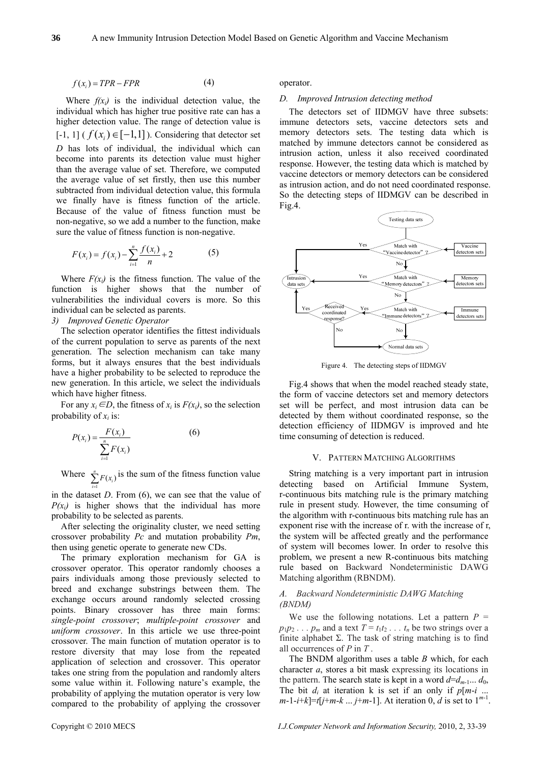$$f(x_i) = TPR - FPR \tag{4}$$

Where $f(x_i)$ is the individual detection value, the individual which has higher true positive rate can has a higher detection value. The range of detection value is [-1, 1] ( $f(x_i) \in [-1,1]$ ). Considering that detector set $D$ has lots of individual, the individual which can become into parents its detection value must higher than the average value of set. Therefore, we computed the average value of set firstly, then use this number subtracted from individual detection value, this formula we finally have is fitness function of the article. Because of the value of fitness function must be non-negative, so we add a number to the function, make sure the value of fitness function is non-negative.

$$F(x_i) = f(x_i) - \sum_{i=1}^{n} \frac{f(x_i)}{n} + 2 \tag{5}$$

Where $F(x_i)$ is the fitness function. The value of the function is higher shows that the number of vulnerabilities the individual covers is more. So this individual can be selected as parents.

*3) Improved Genetic Operator*

The selection operator identifies the fittest individuals of the current population to serve as parents of the next generation. The selection mechanism can take many forms, but it always ensures that the best individuals have a higher probability to be selected to reproduce the new generation. In this article, we select the individuals which have higher fitness.

For any $x_i \in D$, the fitness of $x_i$ is $F(x_i)$, so the selection probability of $x_i$ is:

$$P(x_i) = \frac{F(x_i)}{\sum_{i=1}^{n} F(x_i)} \tag{6}$$

Where $\sum_{i=1}^{n} F(x_i)$ is the sum of the fitness function value in the dataset $D$. From (6), we can see that the value of $P(x_i)$ is higher shows that the individual has more probability to be selected as parents.

After selecting the originality cluster, we need setting crossover probability $Pc$ and mutation probability $Pm$, then using genetic operate to generate new CDs.

The primary exploration mechanism for GA is crossover operator. This operator randomly chooses a pairs individuals among those previously selected to breed and exchange substrings between them. The exchange occurs around randomly selected crossing points. Binary crossover has three main forms: *single-point crossover*; *multiple-point crossover* and *uniform crossover*. In this article we use three-point crossover. The main function of mutation operator is to restore diversity that may lose from the repeated application of selection and crossover. This operator takes one string from the population and randomly alters some value within it. Following nature's example, the probability of applying the mutation operator is very low compared to the probability of applying the crossover operator.

### *D. Improved Intrusion detecting method*

The detectors set of IIDMGV have three subsets: immune detectors sets, vaccine detectors sets and memory detectors sets. The testing data which is matched by immune detectors cannot be considered as intrusion action, unless it also received coordinated response. However, the testing data which is matched by vaccine detectors or memory detectors can be considered as intrusion action, and do not need coordinated response. So the detecting steps of IIDMGV can be described in Fig.4.

Testing data sets
Match with "Vaccine detector" ?
Vaccine detectors sets
Yes
No
Intrusion data sets
Match with "Memory detectors" ?
Memory detectors sets
Yes
No
Received coordinated response?
Match with "Immune detectors" ?
Immune detectors sets
Yes
Yes
No
No
Normal data sets

Figure 4. The detecting steps of IIDMGV

Fig.4 shows that when the model reached steady state, the form of vaccine detectors set and memory detectors set will be perfect, and most intrusion data can be detected by them without coordinated response, so the detection efficiency of IIDMGV is improved and hte time consuming of detection is reduced.

## V. Pattern Matching Algorithms

String matching is a very important part in intrusion detecting based on Artificial Immune System, r-continuous bits matching rule is the primary matching rule in present study. However, the time consuming of the algorithm with r-continuous bits matching rule has an exponent rise with the increase of r. with the increase of r, the system will be affected greatly and the performance of system will becomes lower. In order to resolve this problem, we present a new R-continuous bits matching rule based on Backward Nondeterministic DAWG Matching algorithm (RBNDM).

### *A. Backward Nondeterministic DAWG Matching (BNDM)*

We use the following notations. Let a pattern $P = p_1p_2 \ldots p_m$ and a text $T = t_1t_2 \ldots t_n$ be two strings over a finite alphabet Σ. The task of string matching is to find all occurrences of $P$ in $T$ .

The BNDM algorithm uses a table $B$ which, for each character $a$, stores a bit mask expressing its locations in the pattern. The search state is kept in a word $d=d_{m-1}\ldots d_0$, The bit $d_i$ at iteration k is set if an only if $p[m-i \ldots m-1-i+k]=t[j+m-k \ldots j+m-1]$. At iteration 0, $d$ is set to $1^{m-1}$.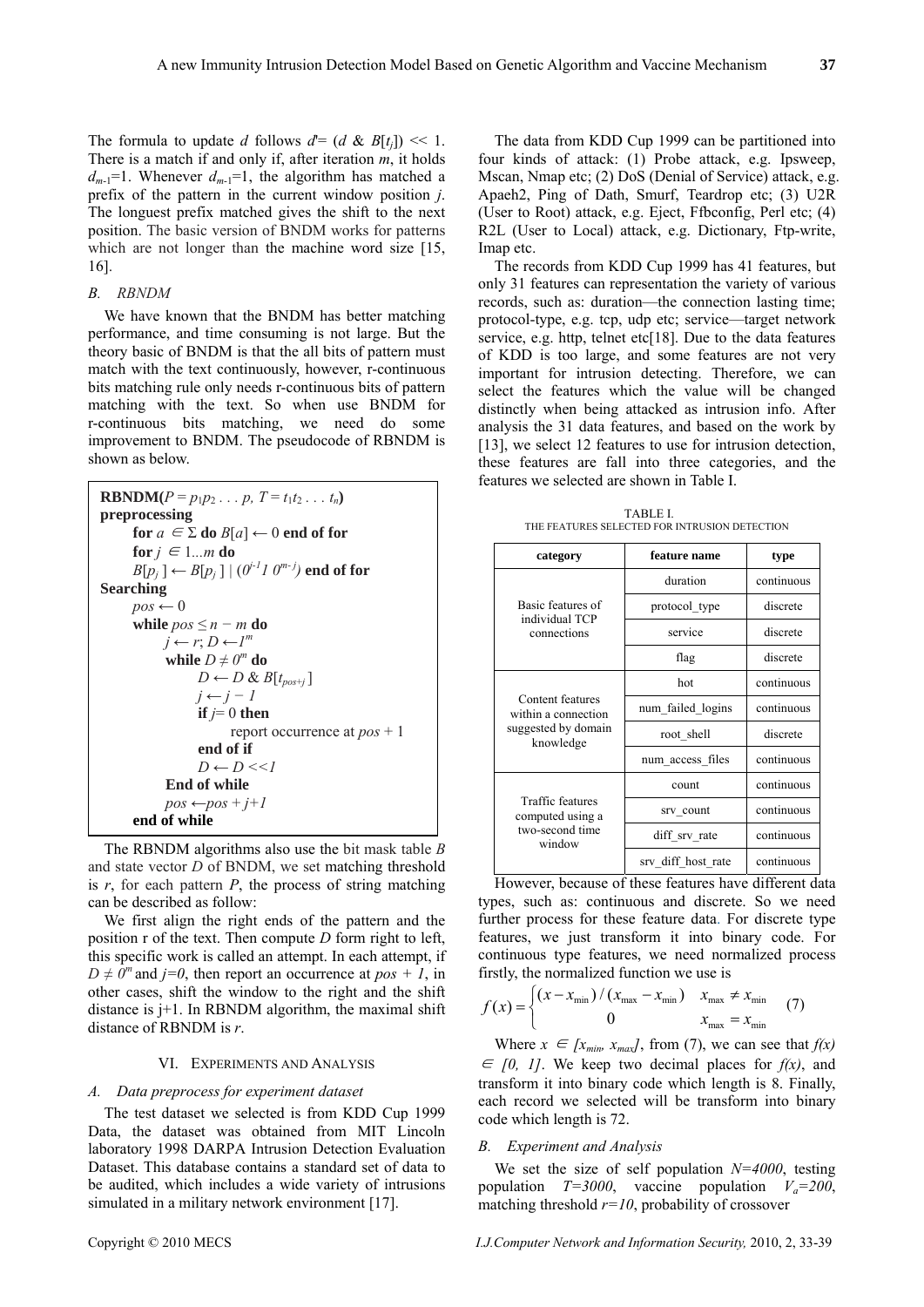The formula to update $d$ follows $d' = (d \,\&\, B[t_j]) << 1$. There is a match if and only if, after iteration $m$, it holds $d_{m-1}=1$. Whenever $d_{m-1}=1$, the algorithm has matched a prefix of the pattern in the current window position $j$. The longuest prefix matched gives the shift to the next position. The basic version of BNDM works for patterns which are not longer than the machine word size [15, 16].

### B. RBNDM

We have known that the BNDM has better matching performance, and time consuming is not large. But the theory basic of BNDM is that the all bits of pattern must match with the text continuously, however, r-continuous bits matching rule only needs r-continuous bits of pattern matching with the text. So when use BNDM for r-continuous bits matching, we need do some improvement to BNDM. The pseudocode of RBNDM is shown as below.

```
RBNDM(P = p1p2 . . . p, T = t1t2 . . . tn)
preprocessing
    for a ∈ Σ do B[a] ← 0 end of for
    for j ∈ 1...m do
    B[pj ] ← B[pj ] | (0^(j-1) 1 0^(m-j)) end of for
Searching
    pos ← 0
    while pos ≤ n − m do
        j ← r; D ← 1^m
        while D ≠ 0^m do
            D ← D & B[t_(pos+j)]
            j ← j − 1
            if j= 0 then
                report occurrence at pos + 1
            end of if
            D ← D << 1
        End of while
        pos ← pos + j+1
    end of while
```

The RBNDM algorithms also use the bit mask table $B$ and state vector $D$ of BNDM, we set matching threshold is $r$, for each pattern $P$, the process of string matching can be described as follow:

We first align the right ends of the pattern and the position r of the text. Then compute $D$ form right to left, this specific work is called an attempt. In each attempt, if $D \neq 0^m$ and $j=0$, then report an occurrence at $pos + 1$, in other cases, shift the window to the right and the shift distance is j+1. In RBNDM algorithm, the maximal shift distance of RBNDM is $r$.

## VI. Experiments and Analysis

### A. Data preprocess for experiment dataset

The test dataset we selected is from KDD Cup 1999 Data, the dataset was obtained from MIT Lincoln laboratory 1998 DARPA Intrusion Detection Evaluation Dataset. This database contains a standard set of data to be audited, which includes a wide variety of intrusions simulated in a military network environment [17].

The data from KDD Cup 1999 can be partitioned into four kinds of attack: (1) Probe attack, e.g. Ipsweep, Mscan, Nmap etc; (2) DoS (Denial of Service) attack, e.g. Apaeh2, Ping of Dath, Smurf, Teardrop etc; (3) U2R (User to Root) attack, e.g. Eject, Ffbconfig, Perl etc; (4) R2L (User to Local) attack, e.g. Dictionary, Ftp-write, Imap etc.

The records from KDD Cup 1999 has 41 features, but only 31 features can representation the variety of various records, such as: duration—the connection lasting time; protocol-type, e.g. tcp, udp etc; service—target network service, e.g. http, telnet etc[18]. Due to the data features of KDD is too large, and some features are not very important for intrusion detecting. Therefore, we can select the features which the value will be changed distinctly when being attacked as intrusion info. After analysis the 31 data features, and based on the work by [13], we select 12 features to use for intrusion detection, these features are fall into three categories, and the features we selected are shown in Table I.

TABLE I.
THE FEATURES SELECTED FOR INTRUSION DETECTION

| category | feature name | type |
|---|---|---|
| Basic features of individual TCP connections | duration | continuous |
| | protocol_type | discrete |
| | service | discrete |
| | flag | discrete |
| Content features within a connection suggested by domain knowledge | hot | continuous |
| | num_failed_logins | continuous |
| | root_shell | discrete |
| | num_access_files | continuous |
| Traffic features computed using a two-second time window | count | continuous |
| | srv_count | continuous |
| | diff_srv_rate | continuous |
| | srv_diff_host_rate | continuous |

However, because of these features have different data types, such as: continuous and discrete. So we need further process for these feature data. For discrete type features, we just transform it into binary code. For continuous type features, we need normalized process firstly, the normalized function we use is

$$f(x) = \begin{cases} (x - x_{\min}) / (x_{\max} - x_{\min}) & x_{\max} \neq x_{\min} \\ 0 & x_{\max} = x_{\min} \end{cases} \quad (7)$$

Where $x \in [x_{min}, x_{max}]$, from (7), we can see that $f(x) \in [0, 1]$. We keep two decimal places for $f(x)$, and transform it into binary code which length is 8. Finally, each record we selected will be transform into binary code which length is 72.

### B. Experiment and Analysis

We set the size of self population $N=4000$, testing population $T=3000$, vaccine population $V_a=200$, matching threshold $r=10$, probability of crossover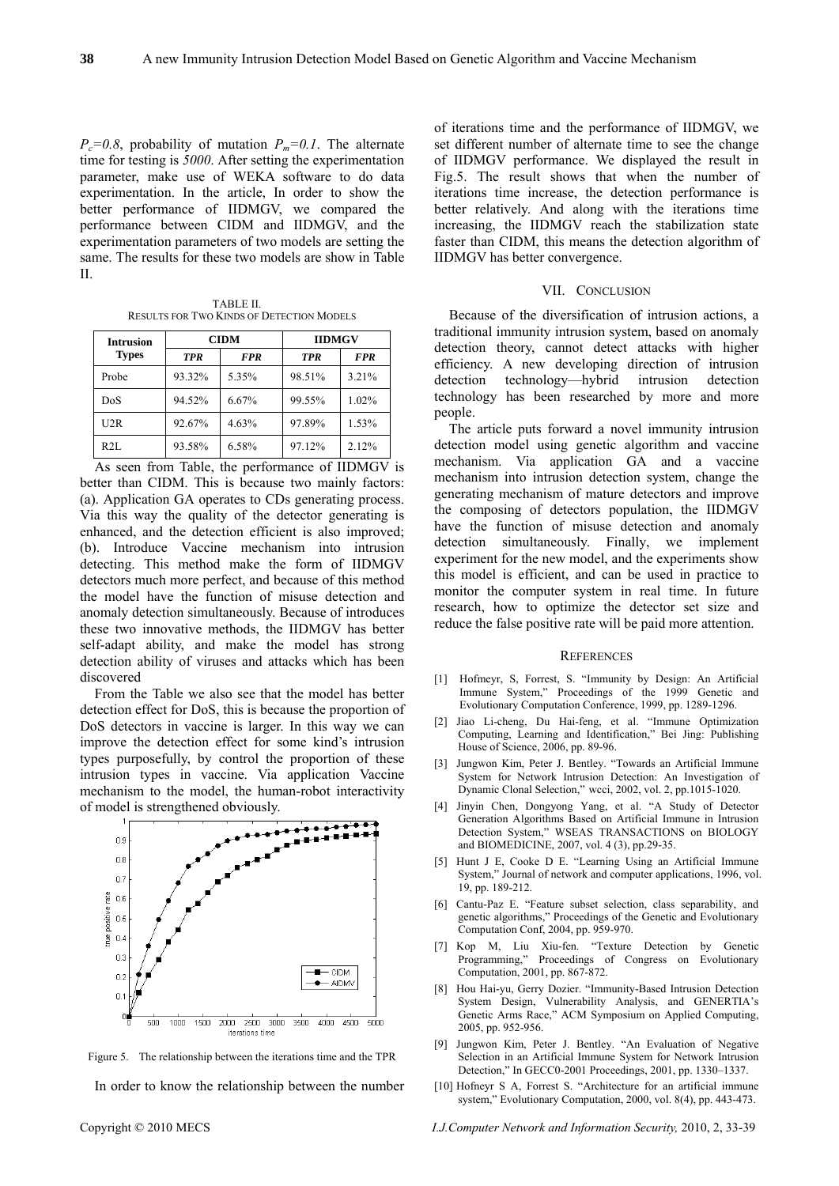$P_c=0.8$, probability of mutation $P_m=0.1$. The alternate time for testing is *5000*. After setting the experimentation parameter, make use of WEKA software to do data experimentation. In the article, In order to show the better performance of IIDMGV, we compared the performance between CIDM and IIDMGV, and the experimentation parameters of two models are setting the same. The results for these two models are show in Table II.

TABLE II.
RESULTS FOR TWO KINDS OF DETECTION MODELS

| Intrusion Types | CIDM | | IIDMGV | |
|---|---|---|---|---|
| | *TPR* | *FPR* | *TPR* | *FPR* |
| Probe | 93.32% | 5.35% | 98.51% | 3.21% |
| DoS | 94.52% | 6.67% | 99.55% | 1.02% |
| U2R | 92.67% | 4.63% | 97.89% | 1.53% |
| R2L | 93.58% | 6.58% | 97.12% | 2.12% |

As seen from Table, the performance of IIDMGV is better than CIDM. This is because two mainly factors: (a). Application GA operates to CDs generating process. Via this way the quality of the detector generating is enhanced, and the detection efficient is also improved; (b). Introduce Vaccine mechanism into intrusion detecting. This method make the form of IIDMGV detectors much more perfect, and because of this method the model have the function of misuse detection and anomaly detection simultaneously. Because of introduces these two innovative methods, the IIDMGV has better self-adapt ability, and make the model has strong detection ability of viruses and attacks which has been discovered

From the Table we also see that the model has better detection effect for DoS, this is because the proportion of DoS detectors in vaccine is larger. In this way we can improve the detection effect for some kind's intrusion types purposefully, by control the proportion of these intrusion types in vaccine. Via application Vaccine mechanism to the model, the human-robot interactivity of model is strengthened obviously.

true positive rate
iterations time
0 500 1000 1500 2000 2500 3000 3500 4000 4500 5000
0 0.1 0.2 0.3 0.4 0.5 0.6 0.7 0.8 0.9 1
CIDM
AIDMV

Figure 5. The relationship between the iterations time and the TPR

In order to know the relationship between the number of iterations time and the performance of IIDMGV, we set different number of alternate time to see the change of IIDMGV performance. We displayed the result in Fig.5. The result shows that when the number of iterations time increase, the detection performance is better relatively. And along with the iterations time increasing, the IIDMGV reach the stabilization state faster than CIDM, this means the detection algorithm of IIDMGV has better convergence.

## VII. CONCLUSION

Because of the diversification of intrusion actions, a traditional immunity intrusion system, based on anomaly detection theory, cannot detect attacks with higher efficiency. A new developing direction of intrusion detection technology—hybrid intrusion detection technology has been researched by more and more people.

The article puts forward a novel immunity intrusion detection model using genetic algorithm and vaccine mechanism. Via application GA and a vaccine mechanism into intrusion detection system, change the generating mechanism of mature detectors and improve the composing of detectors population, the IIDMGV have the function of misuse detection and anomaly detection simultaneously. Finally, we implement experiment for the new model, and the experiments show this model is efficient, and can be used in practice to monitor the computer system in real time. In future research, how to optimize the detector set size and reduce the false positive rate will be paid more attention.

## REFERENCES

[1] Hofmeyr, S, Forrest, S. "Immunity by Design: An Artificial Immune System," Proceedings of the 1999 Genetic and Evolutionary Computation Conference, 1999, pp. 1289-1296.

[2] Jiao Li-cheng, Du Hai-feng, et al. "Immune Optimization Computing, Learning and Identification," Bei Jing: Publishing House of Science, 2006, pp. 89-96.

[3] Jungwon Kim, Peter J. Bentley. "Towards an Artificial Immune System for Network Intrusion Detection: An Investigation of Dynamic Clonal Selection," wcci, 2002, vol. 2, pp.1015-1020.

[4] Jinyin Chen, Dongyong Yang, et al. "A Study of Detector Generation Algorithms Based on Artificial Immune in Intrusion Detection System," WSEAS TRANSACTIONS on BIOLOGY and BIOMEDICINE, 2007, vol. 4 (3), pp.29-35.

[5] Hunt J E, Cooke D E. "Learning Using an Artificial Immune System," Journal of network and computer applications, 1996, vol. 19, pp. 189-212.

[6] Cantu-Paz E. "Feature subset selection, class separability, and genetic algorithms," Proceedings of the Genetic and Evolutionary Computation Conf, 2004, pp. 959-970.

[7] Kop M, Liu Xiu-fen. "Texture Detection by Genetic Programming," Proceedings of Congress on Evolutionary Computation, 2001, pp. 867-872.

[8] Hou Hai-yu, Gerry Dozier. "Immunity-Based Intrusion Detection System Design, Vulnerability Analysis, and GENERTIA's Genetic Arms Race," ACM Symposium on Applied Computing, 2005, pp. 952-956.

[9] Jungwon Kim, Peter J. Bentley. "An Evaluation of Negative Selection in an Artificial Immune System for Network Intrusion Detection," In GECC0-2001 Proceedings, 2001, pp. 1330–1337.

[10] Hofneyr S A, Forrest S. "Architecture for an artificial immune system," Evolutionary Computation, 2000, vol. 8(4), pp. 443-473.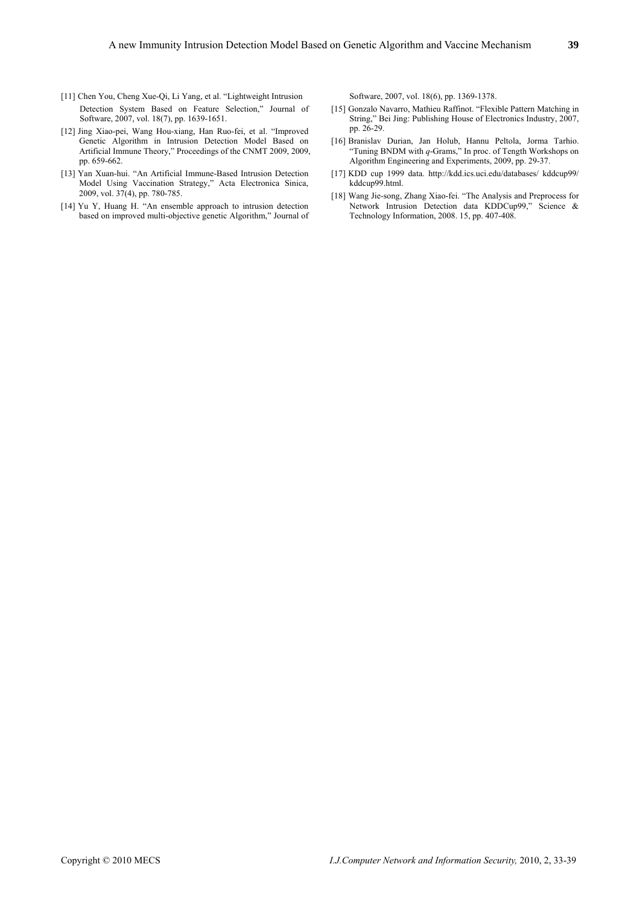[11] Chen You, Cheng Xue-Qi, Li Yang, et al. "Lightweight Intrusion Detection System Based on Feature Selection," Journal of Software, 2007, vol. 18(7), pp. 1639-1651.

[12] Jing Xiao-pei, Wang Hou-xiang, Han Ruo-fei, et al. "Improved Genetic Algorithm in Intrusion Detection Model Based on Artificial Immune Theory," Proceedings of the CNMT 2009, 2009, pp. 659-662.

[13] Yan Xuan-hui. "An Artificial Immune-Based Intrusion Detection Model Using Vaccination Strategy," Acta Electronica Sinica, 2009, vol. 37(4), pp. 780-785.

[14] Yu Y, Huang H. "An ensemble approach to intrusion detection based on improved multi-objective genetic Algorithm," Journal of Software, 2007, vol. 18(6), pp. 1369-1378.

[15] Gonzalo Navarro, Mathieu Raffinot. "Flexible Pattern Matching in String," Bei Jing: Publishing House of Electronics Industry, 2007, pp. 26-29.

[16] Branislav Durian, Jan Holub, Hannu Peltola, Jorma Tarhio. "Tuning BNDM with *q*-Grams," In proc. of Tength Workshops on Algorithm Engineering and Experiments, 2009, pp. 29-37.

[17] KDD cup 1999 data. http://kdd.ics.uci.edu/databases/ kddcup99/ kddcup99.html.

[18] Wang Jie-song, Zhang Xiao-fei. "The Analysis and Preprocess for Network Intrusion Detection data KDDCup99," Science & Technology Information, 2008. 15, pp. 407-408.